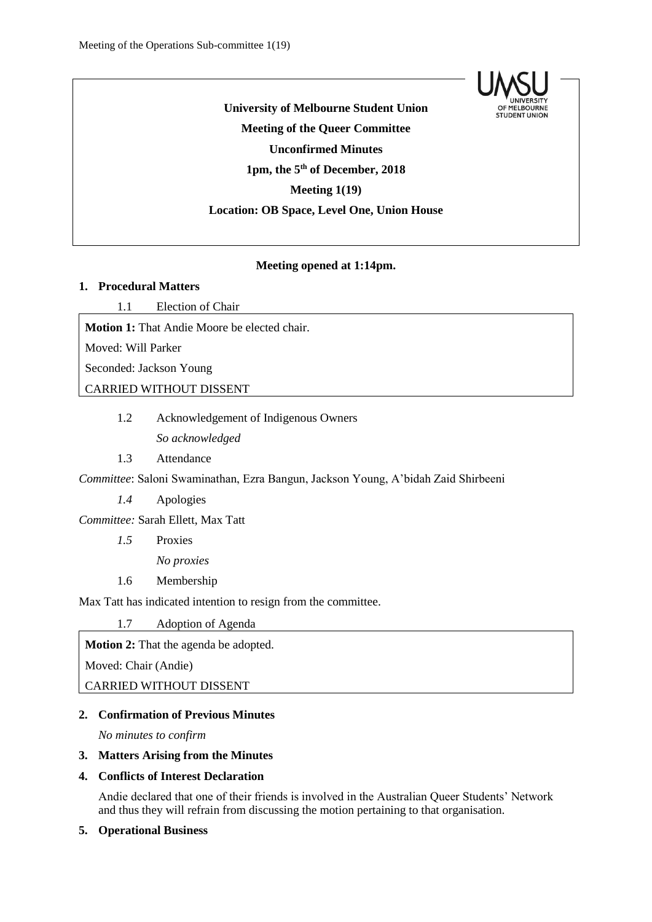**University of Melbourne Student Union**

**Meeting of the Queer Committee**

**Unconfirmed Minutes**

**1pm, the 5th of December, 2018**

**Meeting 1(19)**

**Location: OB Space, Level One, Union House**

**Meeting opened at 1:14pm.**

## 1. Procedural Matters

1.1 Election of Chair

**Motion 1:** That Andie Moore be elected chair.

Moved: Will Parker

Seconded: Jackson Young

CARRIED WITHOUT DISSENT

1.2 Acknowledgement of Indigenous Owners

*So acknowledged*

1.3 Attendance

*Committee*: Saloni Swaminathan, Ezra Bangun, Jackson Young, A'bidah Zaid Shirbeeni

*1.4* Apologies

*Committee:* Sarah Ellett, Max Tatt

*1.5* Proxies

*No proxies*

1.6 Membership

Max Tatt has indicated intention to resign from the committee.

1.7 Adoption of Agenda

**Motion 2:** That the agenda be adopted.

Moved: Chair (Andie)

CARRIED WITHOUT DISSENT

## 2. Confirmation of Previous Minutes

*No minutes to confirm*

## 3. Matters Arising from the Minutes

## 4. Conflicts of Interest Declaration

Andie declared that one of their friends is involved in the Australian Queer Students' Network and thus they will refrain from discussing the motion pertaining to that organisation.

## 5. Operational Business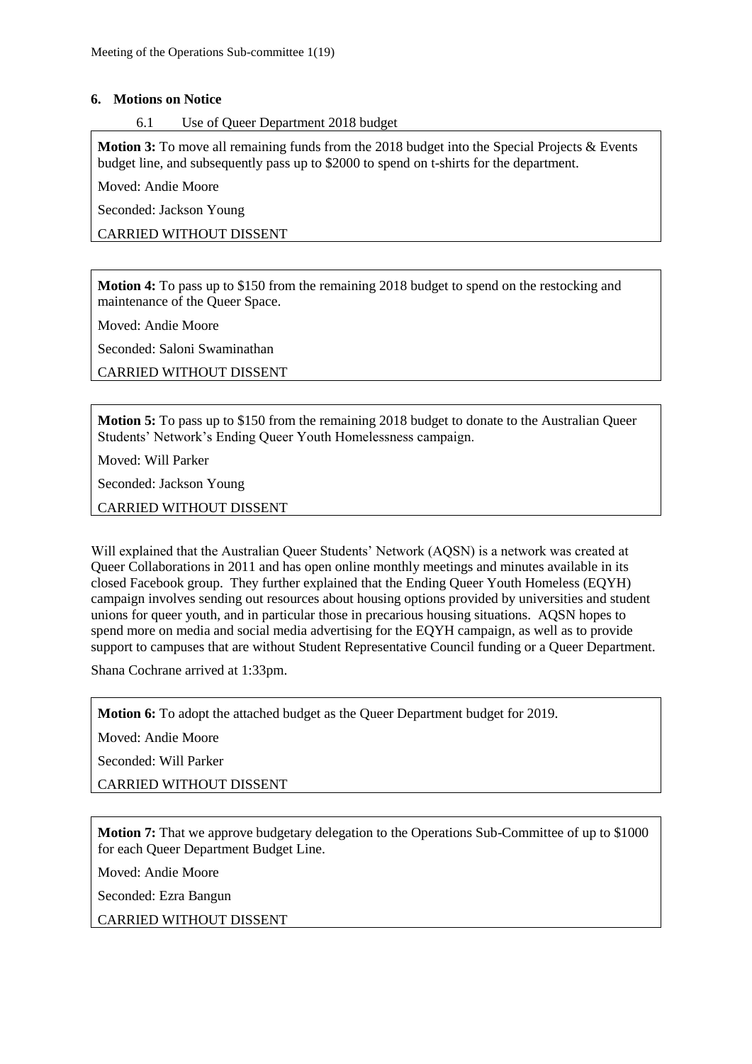## 6. Motions on Notice

6.1 Use of Queer Department 2018 budget

**Motion 3:** To move all remaining funds from the 2018 budget into the Special Projects & Events budget line, and subsequently pass up to $2000 to spend on t-shirts for the department.

Moved: Andie Moore

Seconded: Jackson Young

CARRIED WITHOUT DISSENT

**Motion 4:** To pass up to $150 from the remaining 2018 budget to spend on the restocking and maintenance of the Queer Space.

Moved: Andie Moore

Seconded: Saloni Swaminathan

CARRIED WITHOUT DISSENT

**Motion 5:** To pass up to $150 from the remaining 2018 budget to donate to the Australian Queer Students' Network's Ending Queer Youth Homelessness campaign.

Moved: Will Parker

Seconded: Jackson Young

CARRIED WITHOUT DISSENT

Will explained that the Australian Queer Students' Network (AQSN) is a network was created at Queer Collaborations in 2011 and has open online monthly meetings and minutes available in its closed Facebook group. They further explained that the Ending Queer Youth Homeless (EQYH) campaign involves sending out resources about housing options provided by universities and student unions for queer youth, and in particular those in precarious housing situations. AQSN hopes to spend more on media and social media advertising for the EQYH campaign, as well as to provide support to campuses that are without Student Representative Council funding or a Queer Department.

Shana Cochrane arrived at 1:33pm.

**Motion 6:** To adopt the attached budget as the Queer Department budget for 2019.

Moved: Andie Moore

Seconded: Will Parker

CARRIED WITHOUT DISSENT

**Motion 7:** That we approve budgetary delegation to the Operations Sub-Committee of up to $1000 for each Queer Department Budget Line.

Moved: Andie Moore

Seconded: Ezra Bangun

CARRIED WITHOUT DISSENT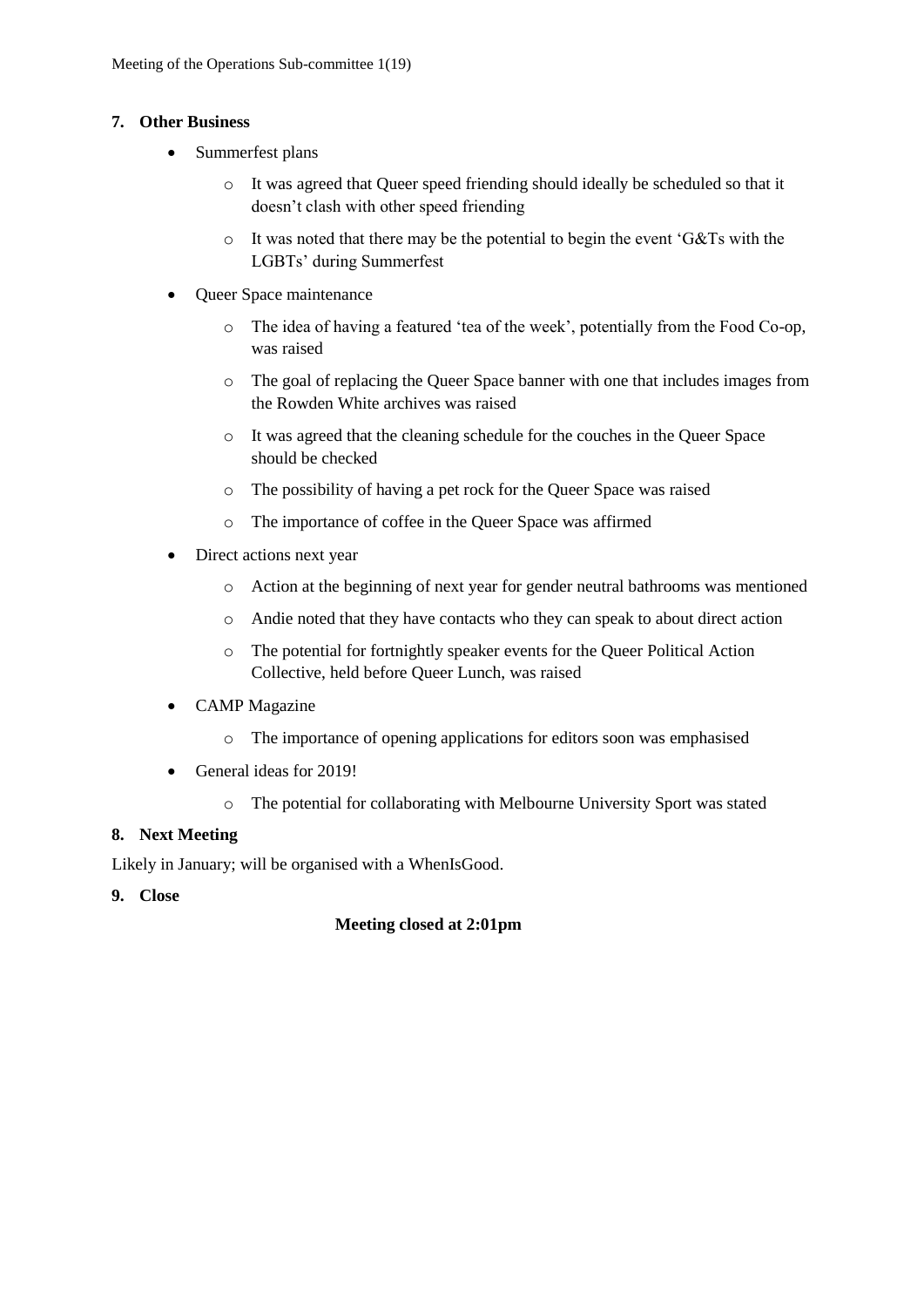## 7. Other Business

- Summerfest plans
    - It was agreed that Queer speed friending should ideally be scheduled so that it doesn't clash with other speed friending
    - It was noted that there may be the potential to begin the event 'G&Ts with the LGBTs' during Summerfest
- Queer Space maintenance
    - The idea of having a featured 'tea of the week', potentially from the Food Co-op, was raised
    - The goal of replacing the Queer Space banner with one that includes images from the Rowden White archives was raised
    - It was agreed that the cleaning schedule for the couches in the Queer Space should be checked
    - The possibility of having a pet rock for the Queer Space was raised
    - The importance of coffee in the Queer Space was affirmed
- Direct actions next year
    - Action at the beginning of next year for gender neutral bathrooms was mentioned
    - Andie noted that they have contacts who they can speak to about direct action
    - The potential for fortnightly speaker events for the Queer Political Action Collective, held before Queer Lunch, was raised
- CAMP Magazine
    - The importance of opening applications for editors soon was emphasised
- General ideas for 2019!
    - The potential for collaborating with Melbourne University Sport was stated

## 8. Next Meeting

Likely in January; will be organised with a WhenIsGood.

## 9. Close

**Meeting closed at 2:01pm**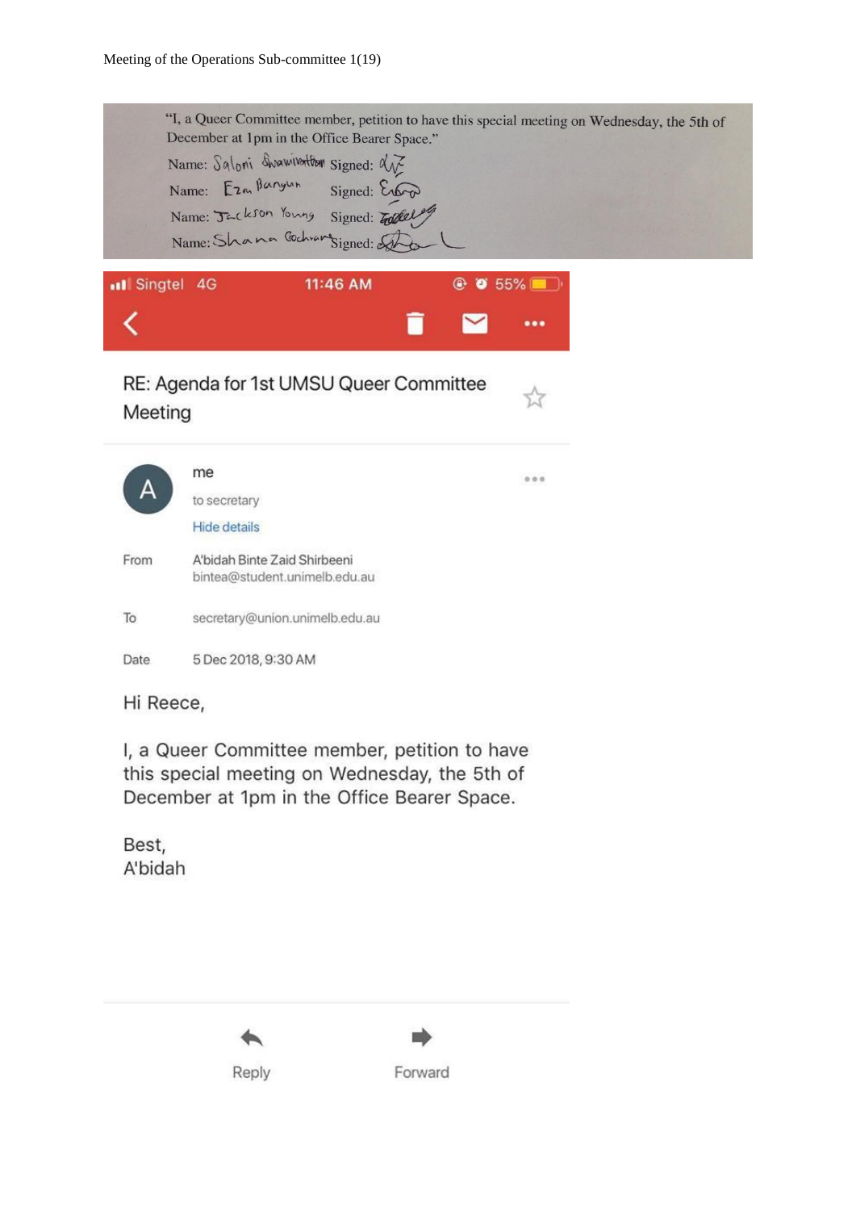"I, a Queer Committee member, petition to have this special meeting on Wednesday, the 5th of December at 1pm in the Office Bearer Space."

Name: Saloni Swaminathan Signed:

Name: Ezra Banyun Signed:

Name: Jackson Young Signed:

Name: Shana Cochrane Signed:

Singtel 4G 11:46 AM 55%

RE: Agenda for 1st UMSU Queer Committee Meeting

me

to secretary

Hide details

From A'bidah Binte Zaid Shirbeeni
bintea@student.unimelb.edu.au

To secretary@union.unimelb.edu.au

Date 5 Dec 2018, 9:30 AM

Hi Reece,

I, a Queer Committee member, petition to have this special meeting on Wednesday, the 5th of December at 1pm in the Office Bearer Space.

Best,
A'bidah

Reply Forward